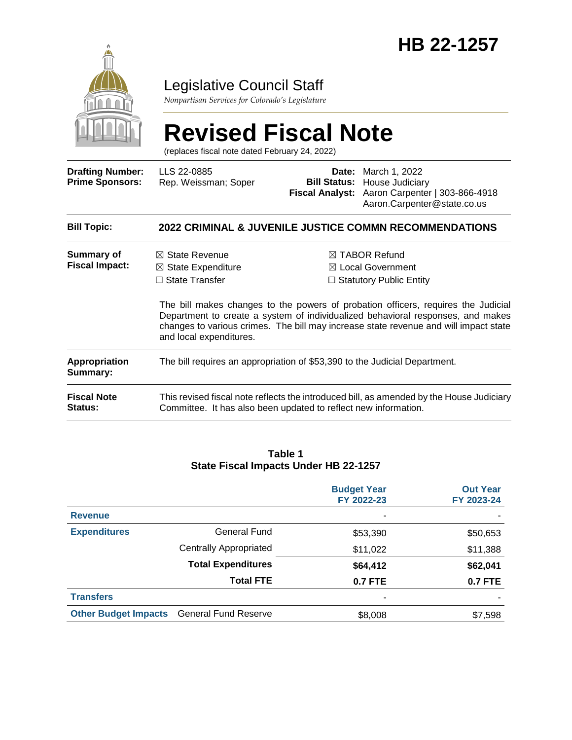# HB 22-1257

Legislative Council Staff

*Nonpartisan Services for Colorado's Legislature*

# Revised Fiscal Note

(replaces fiscal note dated February 24, 2022)

| | | | |
|---|---|---|---|
| **Drafting Number:** | LLS 22-0885 | **Date:** | March 1, 2022 |
| **Prime Sponsors:** | Rep. Weissman; Soper | **Bill Status:** | House Judiciary |
| | | **Fiscal Analyst:** | Aaron Carpenter \| 303-866-4918 Aaron.Carpenter@state.co.us |

**Bill Topic:** **2022 CRIMINAL & JUVENILE JUSTICE COMMN RECOMMENDATIONS**

**Summary of Fiscal Impact:**

- ☒ State Revenue
- ☒ State Expenditure
- ☐ State Transfer
- ☒ TABOR Refund
- ☒ Local Government
- ☐ Statutory Public Entity

The bill makes changes to the powers of probation officers, requires the Judicial Department to create a system of individualized behavioral responses, and makes changes to various crimes. The bill may increase state revenue and will impact state and local expenditures.

**Appropriation Summary:** The bill requires an appropriation of $53,390 to the Judicial Department.

**Fiscal Note Status:** This revised fiscal note reflects the introduced bill, as amended by the House Judiciary Committee. It has also been updated to reflect new information.

**Table 1**
**State Fiscal Impacts Under HB 22-1257**

| | | Budget Year FY 2022-23 | Out Year FY 2023-24 |
|---|---|---|---|
| **Revenue** | | - | - |
| **Expenditures** | General Fund | $53,390 | $50,653 |
| | Centrally Appropriated | $11,022 | $11,388 |
| | **Total Expenditures** | **$64,412** | **$62,041** |
| | **Total FTE** | **0.7 FTE** | **0.7 FTE** |
| **Transfers** | | - | - |
| **Other Budget Impacts** | General Fund Reserve | $8,008 | $7,598 |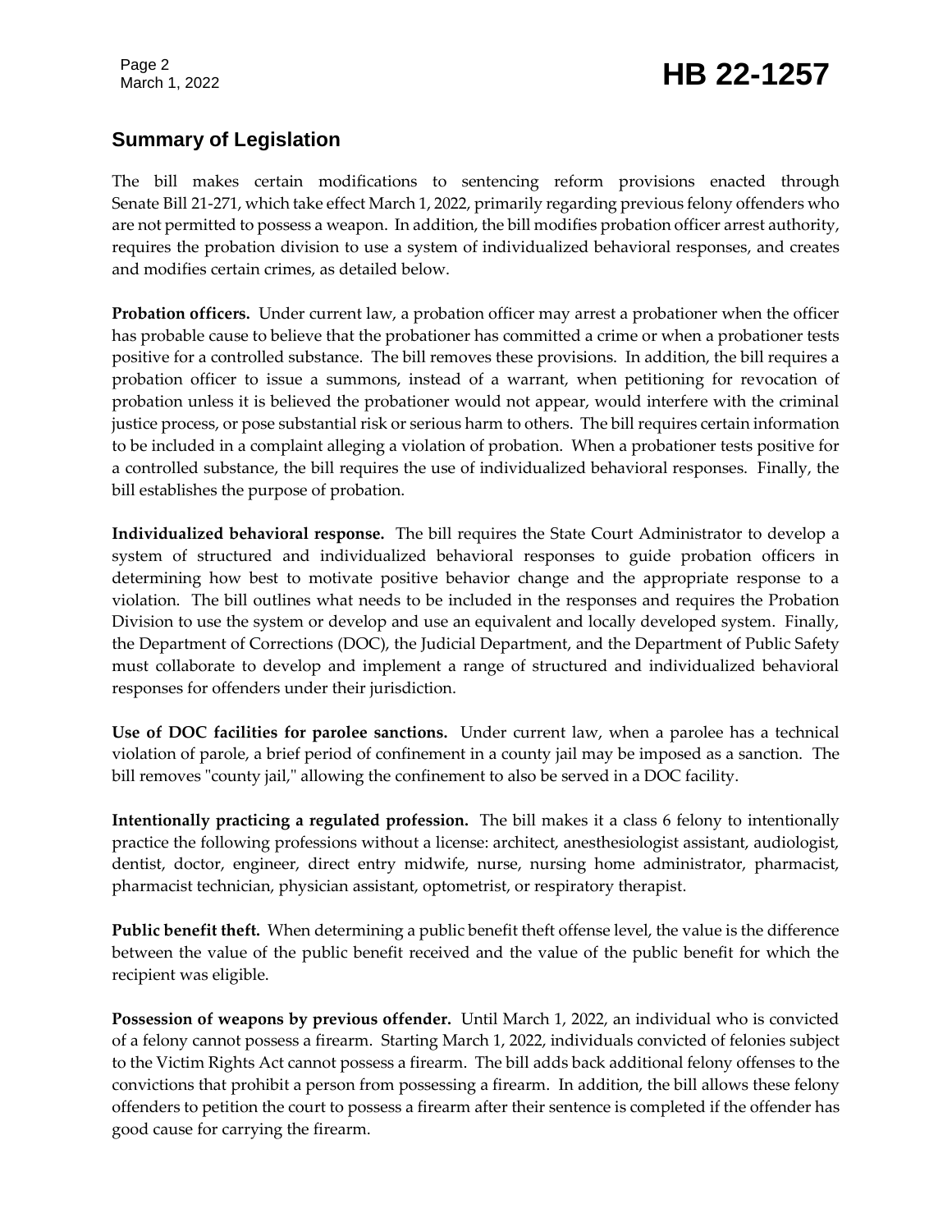## Summary of Legislation

The bill makes certain modifications to sentencing reform provisions enacted through Senate Bill 21-271, which take effect March 1, 2022, primarily regarding previous felony offenders who are not permitted to possess a weapon. In addition, the bill modifies probation officer arrest authority, requires the probation division to use a system of individualized behavioral responses, and creates and modifies certain crimes, as detailed below.

**Probation officers.** Under current law, a probation officer may arrest a probationer when the officer has probable cause to believe that the probationer has committed a crime or when a probationer tests positive for a controlled substance. The bill removes these provisions. In addition, the bill requires a probation officer to issue a summons, instead of a warrant, when petitioning for revocation of probation unless it is believed the probationer would not appear, would interfere with the criminal justice process, or pose substantial risk or serious harm to others. The bill requires certain information to be included in a complaint alleging a violation of probation. When a probationer tests positive for a controlled substance, the bill requires the use of individualized behavioral responses. Finally, the bill establishes the purpose of probation.

**Individualized behavioral response.** The bill requires the State Court Administrator to develop a system of structured and individualized behavioral responses to guide probation officers in determining how best to motivate positive behavior change and the appropriate response to a violation. The bill outlines what needs to be included in the responses and requires the Probation Division to use the system or develop and use an equivalent and locally developed system. Finally, the Department of Corrections (DOC), the Judicial Department, and the Department of Public Safety must collaborate to develop and implement a range of structured and individualized behavioral responses for offenders under their jurisdiction.

**Use of DOC facilities for parolee sanctions.** Under current law, when a parolee has a technical violation of parole, a brief period of confinement in a county jail may be imposed as a sanction. The bill removes "county jail," allowing the confinement to also be served in a DOC facility.

**Intentionally practicing a regulated profession.** The bill makes it a class 6 felony to intentionally practice the following professions without a license: architect, anesthesiologist assistant, audiologist, dentist, doctor, engineer, direct entry midwife, nurse, nursing home administrator, pharmacist, pharmacist technician, physician assistant, optometrist, or respiratory therapist.

**Public benefit theft.** When determining a public benefit theft offense level, the value is the difference between the value of the public benefit received and the value of the public benefit for which the recipient was eligible.

**Possession of weapons by previous offender.** Until March 1, 2022, an individual who is convicted of a felony cannot possess a firearm. Starting March 1, 2022, individuals convicted of felonies subject to the Victim Rights Act cannot possess a firearm. The bill adds back additional felony offenses to the convictions that prohibit a person from possessing a firearm. In addition, the bill allows these felony offenders to petition the court to possess a firearm after their sentence is completed if the offender has good cause for carrying the firearm.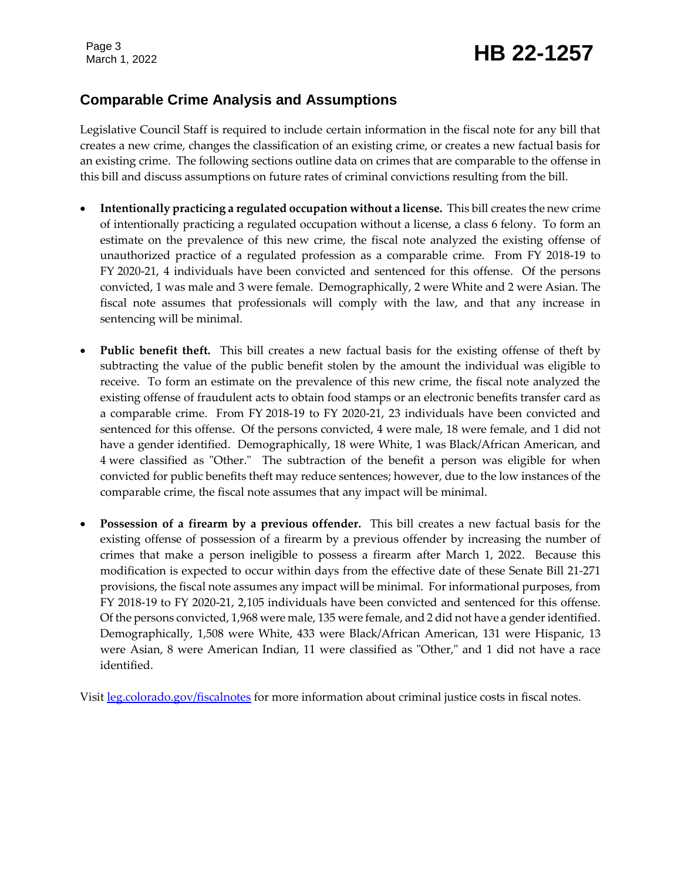## Comparable Crime Analysis and Assumptions

Legislative Council Staff is required to include certain information in the fiscal note for any bill that creates a new crime, changes the classification of an existing crime, or creates a new factual basis for an existing crime. The following sections outline data on crimes that are comparable to the offense in this bill and discuss assumptions on future rates of criminal convictions resulting from the bill.

- **Intentionally practicing a regulated occupation without a license.** This bill creates the new crime of intentionally practicing a regulated occupation without a license, a class 6 felony. To form an estimate on the prevalence of this new crime, the fiscal note analyzed the existing offense of unauthorized practice of a regulated profession as a comparable crime. From FY 2018-19 to FY 2020-21, 4 individuals have been convicted and sentenced for this offense. Of the persons convicted, 1 was male and 3 were female. Demographically, 2 were White and 2 were Asian. The fiscal note assumes that professionals will comply with the law, and that any increase in sentencing will be minimal.

- **Public benefit theft.** This bill creates a new factual basis for the existing offense of theft by subtracting the value of the public benefit stolen by the amount the individual was eligible to receive. To form an estimate on the prevalence of this new crime, the fiscal note analyzed the existing offense of fraudulent acts to obtain food stamps or an electronic benefits transfer card as a comparable crime. From FY 2018-19 to FY 2020-21, 23 individuals have been convicted and sentenced for this offense. Of the persons convicted, 4 were male, 18 were female, and 1 did not have a gender identified. Demographically, 18 were White, 1 was Black/African American, and 4 were classified as "Other." The subtraction of the benefit a person was eligible for when convicted for public benefits theft may reduce sentences; however, due to the low instances of the comparable crime, the fiscal note assumes that any impact will be minimal.

- **Possession of a firearm by a previous offender.** This bill creates a new factual basis for the existing offense of possession of a firearm by a previous offender by increasing the number of crimes that make a person ineligible to possess a firearm after March 1, 2022. Because this modification is expected to occur within days from the effective date of these Senate Bill 21-271 provisions, the fiscal note assumes any impact will be minimal. For informational purposes, from FY 2018-19 to FY 2020-21, 2,105 individuals have been convicted and sentenced for this offense. Of the persons convicted, 1,968 were male, 135 were female, and 2 did not have a gender identified. Demographically, 1,508 were White, 433 were Black/African American, 131 were Hispanic, 13 were Asian, 8 were American Indian, 11 were classified as "Other," and 1 did not have a race identified.

Visit leg.colorado.gov/fiscalnotes for more information about criminal justice costs in fiscal notes.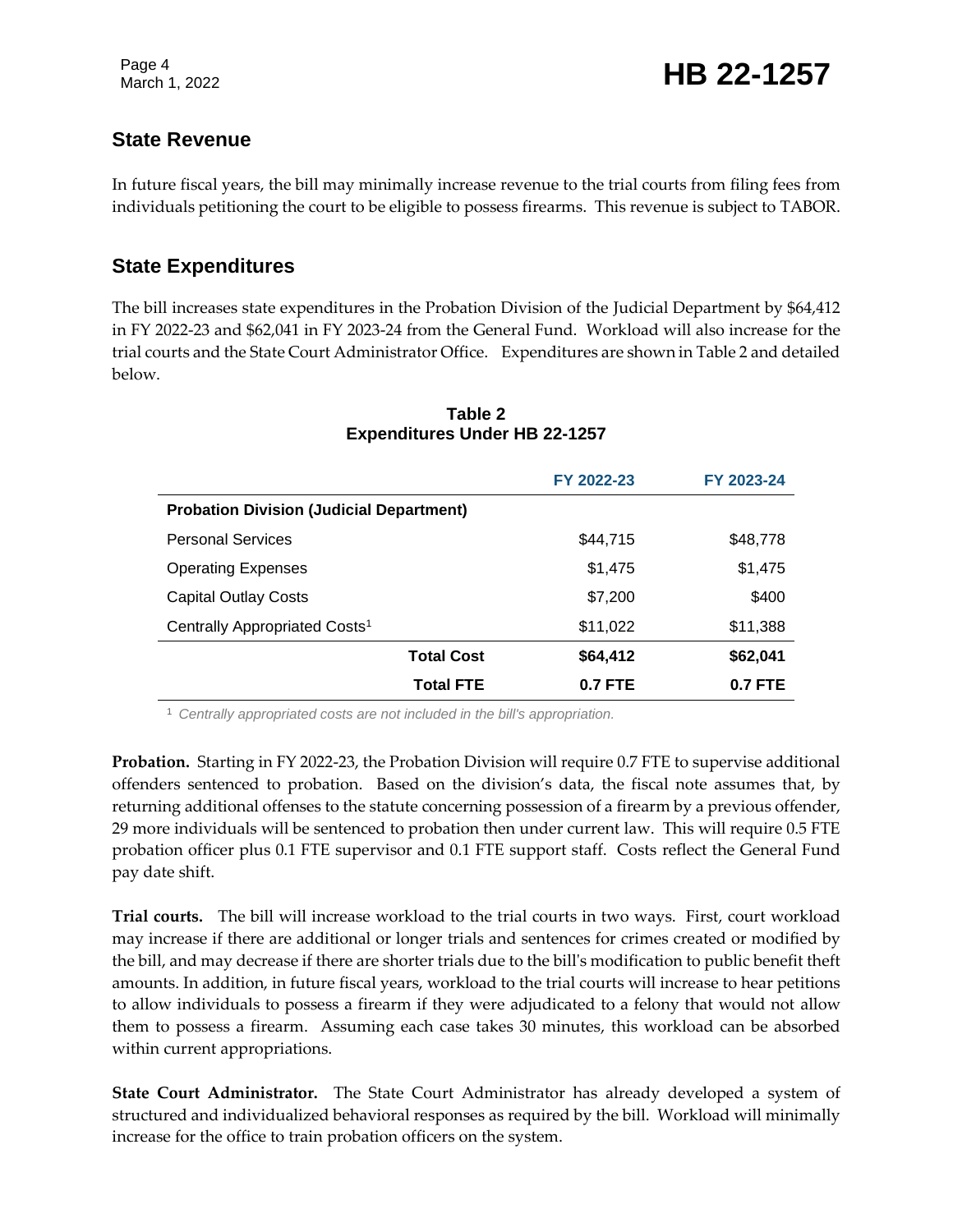## State Revenue

In future fiscal years, the bill may minimally increase revenue to the trial courts from filing fees from individuals petitioning the court to be eligible to possess firearms. This revenue is subject to TABOR.

## State Expenditures

The bill increases state expenditures in the Probation Division of the Judicial Department by $64,412 in FY 2022-23 and $62,041 in FY 2023-24 from the General Fund. Workload will also increase for the trial courts and the State Court Administrator Office. Expenditures are shown in Table 2 and detailed below.

**Table 2**
**Expenditures Under HB 22-1257**

| | FY 2022-23 | FY 2023-24 |
|---|---|---|
| **Probation Division (Judicial Department)** | | |
| Personal Services | $44,715 | $48,778 |
| Operating Expenses | $1,475 | $1,475 |
| Capital Outlay Costs | $7,200 | $400 |
| Centrally Appropriated Costs[1] | $11,022 | $11,388 |
| **Total Cost** | **$64,412** | **$62,041** |
| **Total FTE** | **0.7 FTE** | **0.7 FTE** |

[1] *Centrally appropriated costs are not included in the bill's appropriation.*

**Probation.** Starting in FY 2022-23, the Probation Division will require 0.7 FTE to supervise additional offenders sentenced to probation. Based on the division's data, the fiscal note assumes that, by returning additional offenses to the statute concerning possession of a firearm by a previous offender, 29 more individuals will be sentenced to probation then under current law. This will require 0.5 FTE probation officer plus 0.1 FTE supervisor and 0.1 FTE support staff. Costs reflect the General Fund pay date shift.

**Trial courts.** The bill will increase workload to the trial courts in two ways. First, court workload may increase if there are additional or longer trials and sentences for crimes created or modified by the bill, and may decrease if there are shorter trials due to the bill's modification to public benefit theft amounts. In addition, in future fiscal years, workload to the trial courts will increase to hear petitions to allow individuals to possess a firearm if they were adjudicated to a felony that would not allow them to possess a firearm. Assuming each case takes 30 minutes, this workload can be absorbed within current appropriations.

**State Court Administrator.** The State Court Administrator has already developed a system of structured and individualized behavioral responses as required by the bill. Workload will minimally increase for the office to train probation officers on the system.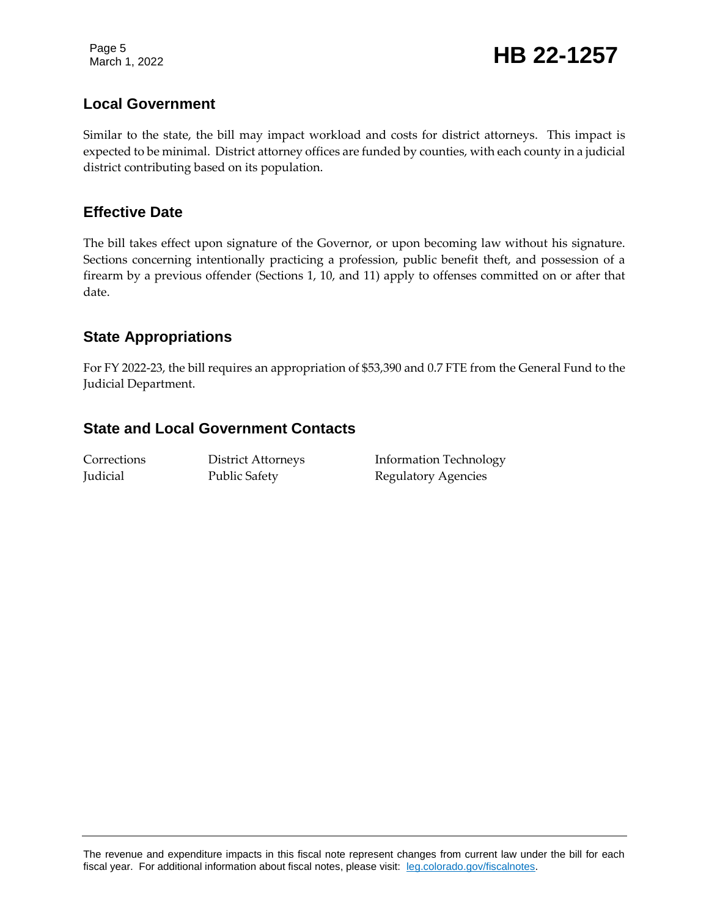## Local Government

Similar to the state, the bill may impact workload and costs for district attorneys. This impact is expected to be minimal. District attorney offices are funded by counties, with each county in a judicial district contributing based on its population.

## Effective Date

The bill takes effect upon signature of the Governor, or upon becoming law without his signature. Sections concerning intentionally practicing a profession, public benefit theft, and possession of a firearm by a previous offender (Sections 1, 10, and 11) apply to offenses committed on or after that date.

## State Appropriations

For FY 2022-23, the bill requires an appropriation of $53,390 and 0.7 FTE from the General Fund to the Judicial Department.

## State and Local Government Contacts

| | | |
|---|---|---|
| Corrections | District Attorneys | Information Technology |
| Judicial | Public Safety | Regulatory Agencies |

The revenue and expenditure impacts in this fiscal note represent changes from current law under the bill for each fiscal year. For additional information about fiscal notes, please visit: leg.colorado.gov/fiscalnotes.